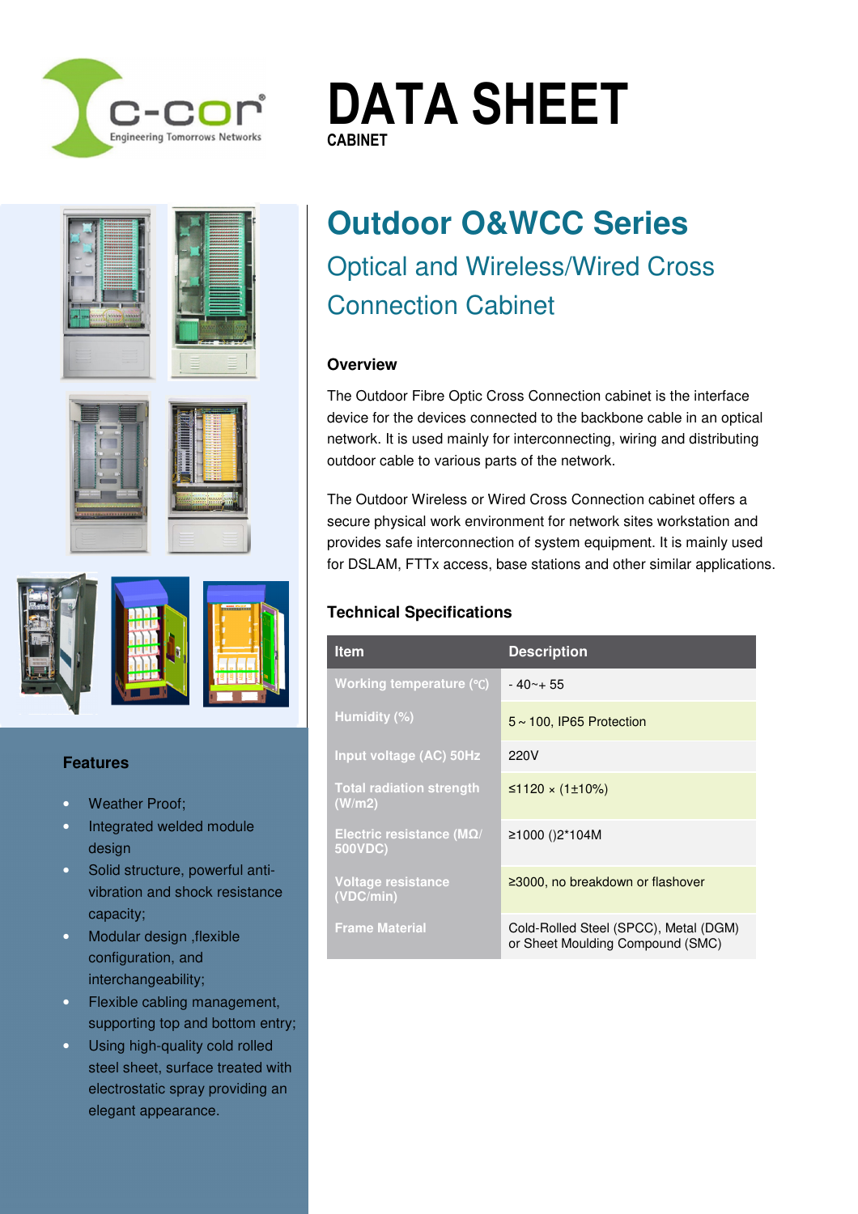# DATA SHEET

CABINET

## Outdoor O&WCC Series

### Optical and Wireless/Wired Cross Connection Cabinet

### Overview

The Outdoor Fibre Optic Cross Connection cabinet is the interface device for the devices connected to the backbone cable in an optical network. It is used mainly for interconnecting, wiring and distributing outdoor cable to various parts of the network.

The Outdoor Wireless or Wired Cross Connection cabinet offers a secure physical work environment for network sites workstation and provides safe interconnection of system equipment. It is mainly used for DSLAM, FTTx access, base stations and other similar applications.

### Technical Specifications

| Item | Description |
| --- | --- |
| Working temperature (℃) | - 40~+ 55 |
| Humidity (%) | 5 ~ 100, IP65 Protection |
| Input voltage (AC) 50Hz | 220V |
| Total radiation strength (W/m2) | ≤1120 × (1±10%) |
| Electric resistance (MΩ/ 500VDC) | ≥1000 ()2*104M |
| Voltage resistance (VDC/min) | ≥3000, no breakdown or flashover |
| Frame Material | Cold-Rolled Steel (SPCC), Metal (DGM) or Sheet Moulding Compound (SMC) |

### Features

- Weather Proof;
- Integrated welded module design
- Solid structure, powerful anti-vibration and shock resistance capacity;
- Modular design ,flexible configuration, and interchangeability;
- Flexible cabling management, supporting top and bottom entry;
- Using high-quality cold rolled steel sheet, surface treated with electrostatic spray providing an elegant appearance.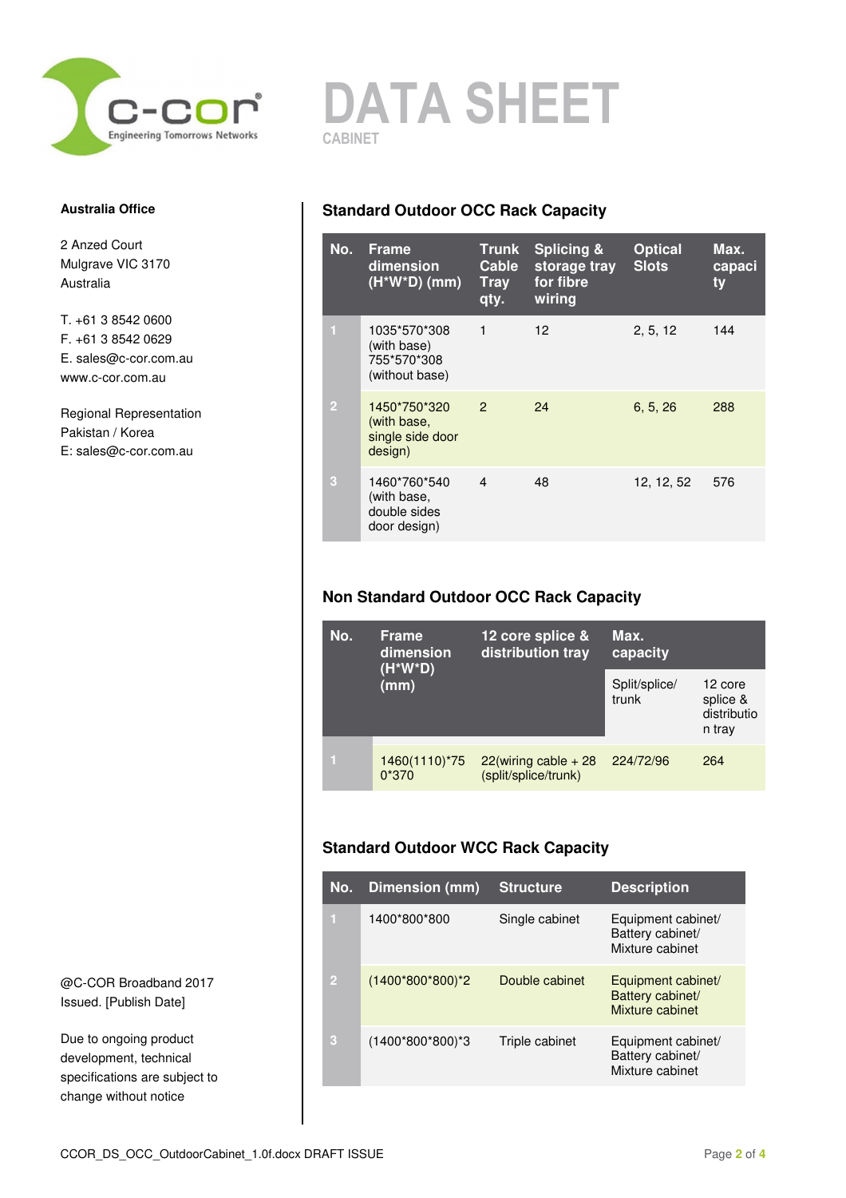# DATA SHEET

CABINET

**Australia Office**

2 Anzed Court
Mulgrave VIC 3170
Australia

T. +61 3 8542 0600
F. +61 3 8542 0629
E. sales@c-cor.com.au
www.c-cor.com.au

Regional Representation
Pakistan / Korea
E: sales@c-cor.com.au

@C-COR Broadband 2017
Issued. [Publish Date]

Due to ongoing product development, technical specifications are subject to change without notice

## Standard Outdoor OCC Rack Capacity

| No. | Frame dimension (H*W*D) (mm) | Trunk Cable Tray qty. | Splicing & storage tray for fibre wiring | Optical Slots | Max. capacity |
|---|---|---|---|---|---|
| 1 | 1035*570*308 (with base) 755*570*308 (without base) | 1 | 12 | 2, 5, 12 | 144 |
| 2 | 1450*750*320 (with base, single side door design) | 2 | 24 | 6, 5, 26 | 288 |
| 3 | 1460*760*540 (with base, double sides door design) | 4 | 48 | 12, 12, 52 | 576 |

## Non Standard Outdoor OCC Rack Capacity

| No. | Frame dimension (H*W*D) (mm) | 12 core splice & distribution tray | Max. capacity | |
|---|---|---|---|---|
| | | | Split/splice/ trunk | 12 core splice & distribution tray |
| 1 | 1460(1110)*750*370 | 22(wiring cable + 28 (split/splice/trunk) | 224/72/96 | 264 |

## Standard Outdoor WCC Rack Capacity

| No. | Dimension (mm) | Structure | Description |
|---|---|---|---|
| 1 | 1400*800*800 | Single cabinet | Equipment cabinet/ Battery cabinet/ Mixture cabinet |
| 2 | (1400*800*800)*2 | Double cabinet | Equipment cabinet/ Battery cabinet/ Mixture cabinet |
| 3 | (1400*800*800)*3 | Triple cabinet | Equipment cabinet/ Battery cabinet/ Mixture cabinet |

CCOR_DS_OCC_OutdoorCabinet_1.0f.docx DRAFT ISSUE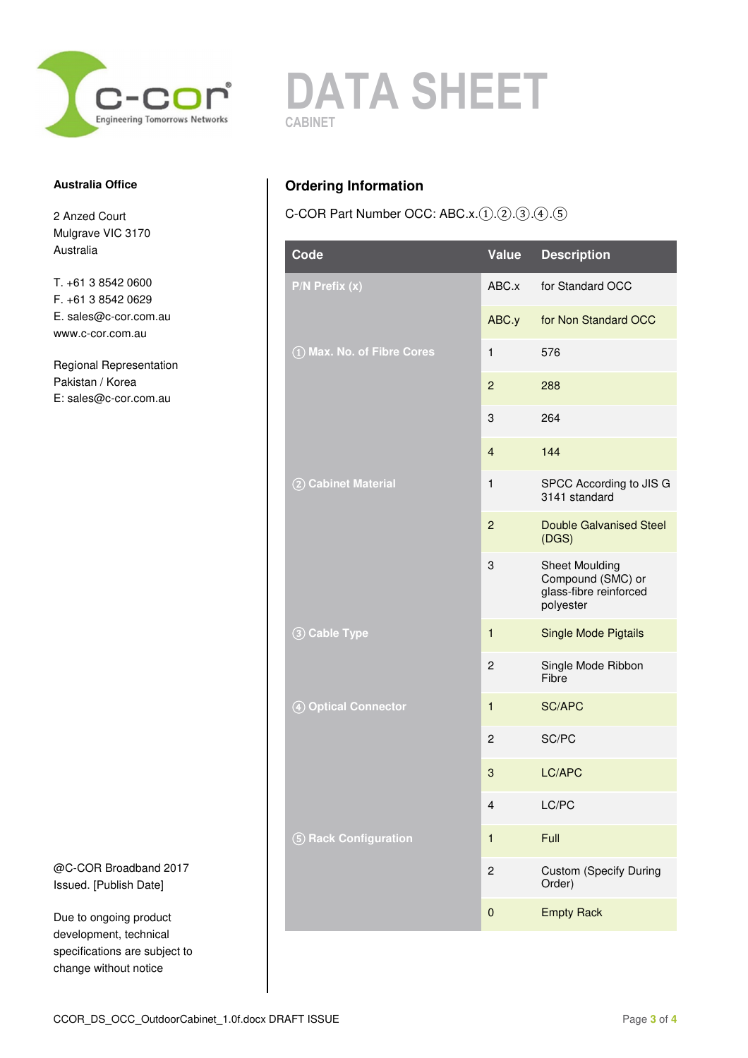# DATA SHEET

CABINET

**Australia Office**

2 Anzed Court
Mulgrave VIC 3170
Australia

T. +61 3 8542 0600
F. +61 3 8542 0629
E. sales@c-cor.com.au
www.c-cor.com.au

Regional Representation
Pakistan / Korea
E: sales@c-cor.com.au

@C-COR Broadband 2017
Issued. [Publish Date]

Due to ongoing product development, technical specifications are subject to change without notice

## Ordering Information

C-COR Part Number OCC: ABC.x.①.②.③.④.⑤

| Code | Value | Description |
|---|---|---|
| P/N Prefix (x) | ABC.x | for Standard OCC |
| | ABC.y | for Non Standard OCC |
| ① Max. No. of Fibre Cores | 1 | 576 |
| | 2 | 288 |
| | 3 | 264 |
| | 4 | 144 |
| ② Cabinet Material | 1 | SPCC According to JIS G 3141 standard |
| | 2 | Double Galvanised Steel (DGS) |
| | 3 | Sheet Moulding Compound (SMC) or glass-fibre reinforced polyester |
| ③ Cable Type | 1 | Single Mode Pigtails |
| | 2 | Single Mode Ribbon Fibre |
| ④ Optical Connector | 1 | SC/APC |
| | 2 | SC/PC |
| | 3 | LC/APC |
| | 4 | LC/PC |
| ⑤ Rack Configuration | 1 | Full |
| | 2 | Custom (Specify During Order) |
| | 0 | Empty Rack |

CCOR_DS_OCC_OutdoorCabinet_1.0f.docx DRAFT ISSUE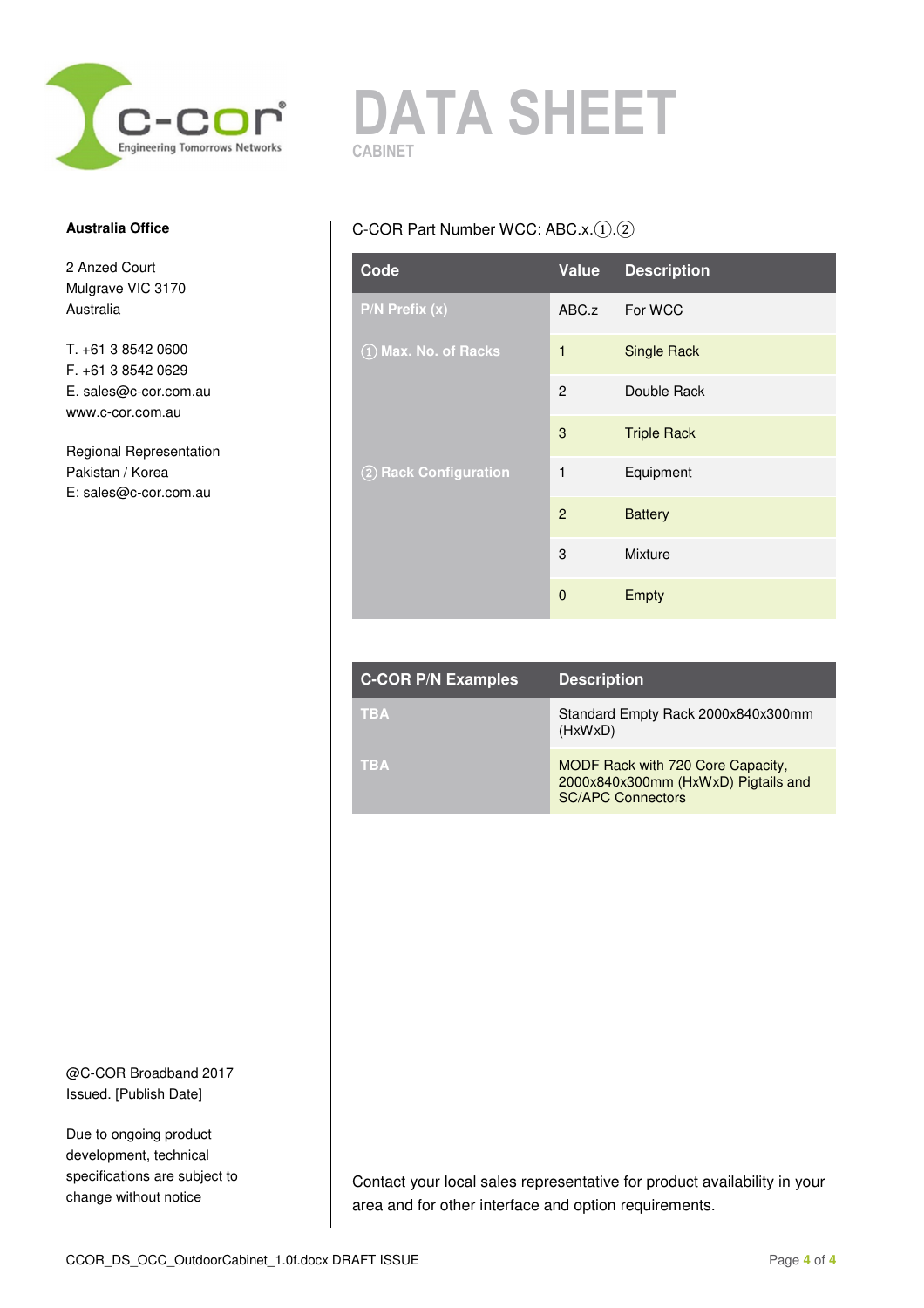# DATA SHEET

CABINET

**Australia Office**

2 Anzed Court
Mulgrave VIC 3170
Australia

T. +61 3 8542 0600
F. +61 3 8542 0629
E. sales@c-cor.com.au
www.c-cor.com.au

Regional Representation
Pakistan / Korea
E: sales@c-cor.com.au

C-COR Part Number WCC: ABC.x.①.②

| Code | Value | Description |
|---|---|---|
| P/N Prefix (x) | ABC.z | For WCC |
| ① Max. No. of Racks | 1 | Single Rack |
| | 2 | Double Rack |
| | 3 | Triple Rack |
| ② Rack Configuration | 1 | Equipment |
| | 2 | Battery |
| | 3 | Mixture |
| | 0 | Empty |

| C-COR P/N Examples | Description |
|---|---|
| TBA | Standard Empty Rack 2000x840x300mm (HxWxD) |
| TBA | MODF Rack with 720 Core Capacity, 2000x840x300mm (HxWxD) Pigtails and SC/APC Connectors |

@C-COR Broadband 2017
Issued. [Publish Date]

Due to ongoing product development, technical specifications are subject to change without notice

Contact your local sales representative for product availability in your area and for other interface and option requirements.

CCOR_DS_OCC_OutdoorCabinet_1.0f.docx DRAFT ISSUE